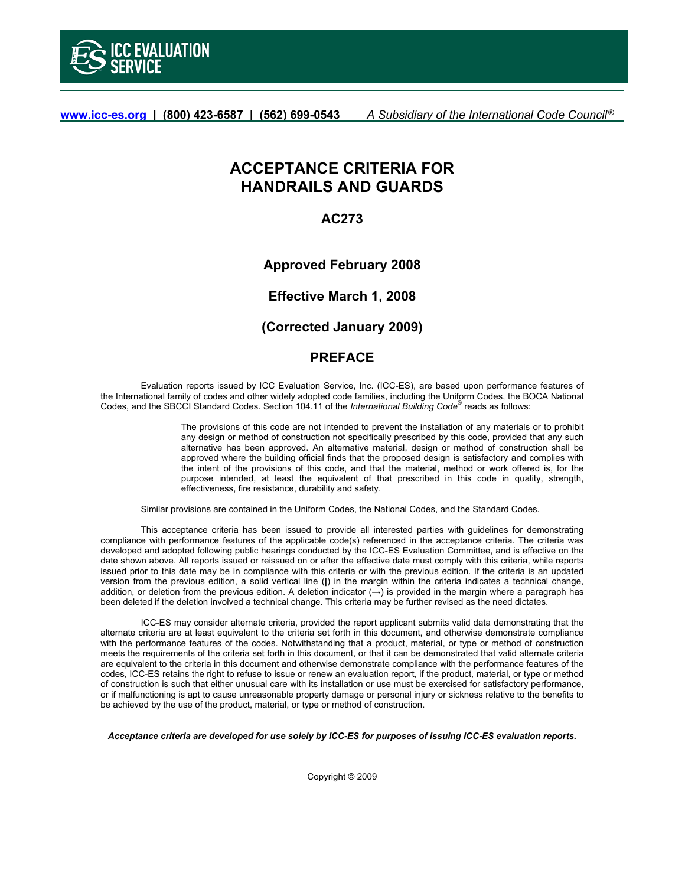**ICC EVALUATION SERVICE**

www.icc-es.org | (800) 423-6587 | (562) 699-0543 *A Subsidiary of the International Code Council®*

# ACCEPTANCE CRITERIA FOR HANDRAILS AND GUARDS

## AC273

### Approved February 2008

### Effective March 1, 2008

### (Corrected January 2009)

## PREFACE

Evaluation reports issued by ICC Evaluation Service, Inc. (ICC-ES), are based upon performance features of the International family of codes and other widely adopted code families, including the Uniform Codes, the BOCA National Codes, and the SBCCI Standard Codes. Section 104.11 of the *International Building Code®* reads as follows:

> The provisions of this code are not intended to prevent the installation of any materials or to prohibit any design or method of construction not specifically prescribed by this code, provided that any such alternative has been approved. An alternative material, design or method of construction shall be approved where the building official finds that the proposed design is satisfactory and complies with the intent of the provisions of this code, and that the material, method or work offered is, for the purpose intended, at least the equivalent of that prescribed in this code in quality, strength, effectiveness, fire resistance, durability and safety.

Similar provisions are contained in the Uniform Codes, the National Codes, and the Standard Codes.

This acceptance criteria has been issued to provide all interested parties with guidelines for demonstrating compliance with performance features of the applicable code(s) referenced in the acceptance criteria. The criteria was developed and adopted following public hearings conducted by the ICC-ES Evaluation Committee, and is effective on the date shown above. All reports issued or reissued on or after the effective date must comply with this criteria, while reports issued prior to this date may be in compliance with this criteria or with the previous edition. If the criteria is an updated version from the previous edition, a solid vertical line (|) in the margin within the criteria indicates a technical change, addition, or deletion from the previous edition. A deletion indicator (→) is provided in the margin where a paragraph has been deleted if the deletion involved a technical change. This criteria may be further revised as the need dictates.

ICC-ES may consider alternate criteria, provided the report applicant submits valid data demonstrating that the alternate criteria are at least equivalent to the criteria set forth in this document, and otherwise demonstrate compliance with the performance features of the codes. Notwithstanding that a product, material, or type or method of construction meets the requirements of the criteria set forth in this document, or that it can be demonstrated that valid alternate criteria are equivalent to the criteria in this document and otherwise demonstrate compliance with the performance features of the codes, ICC-ES retains the right to refuse to issue or renew an evaluation report, if the product, material, or type or method of construction is such that either unusual care with its installation or use must be exercised for satisfactory performance, or if malfunctioning is apt to cause unreasonable property damage or personal injury or sickness relative to the benefits to be achieved by the use of the product, material, or type or method of construction.

***Acceptance criteria are developed for use solely by ICC-ES for purposes of issuing ICC-ES evaluation reports.***

Copyright © 2009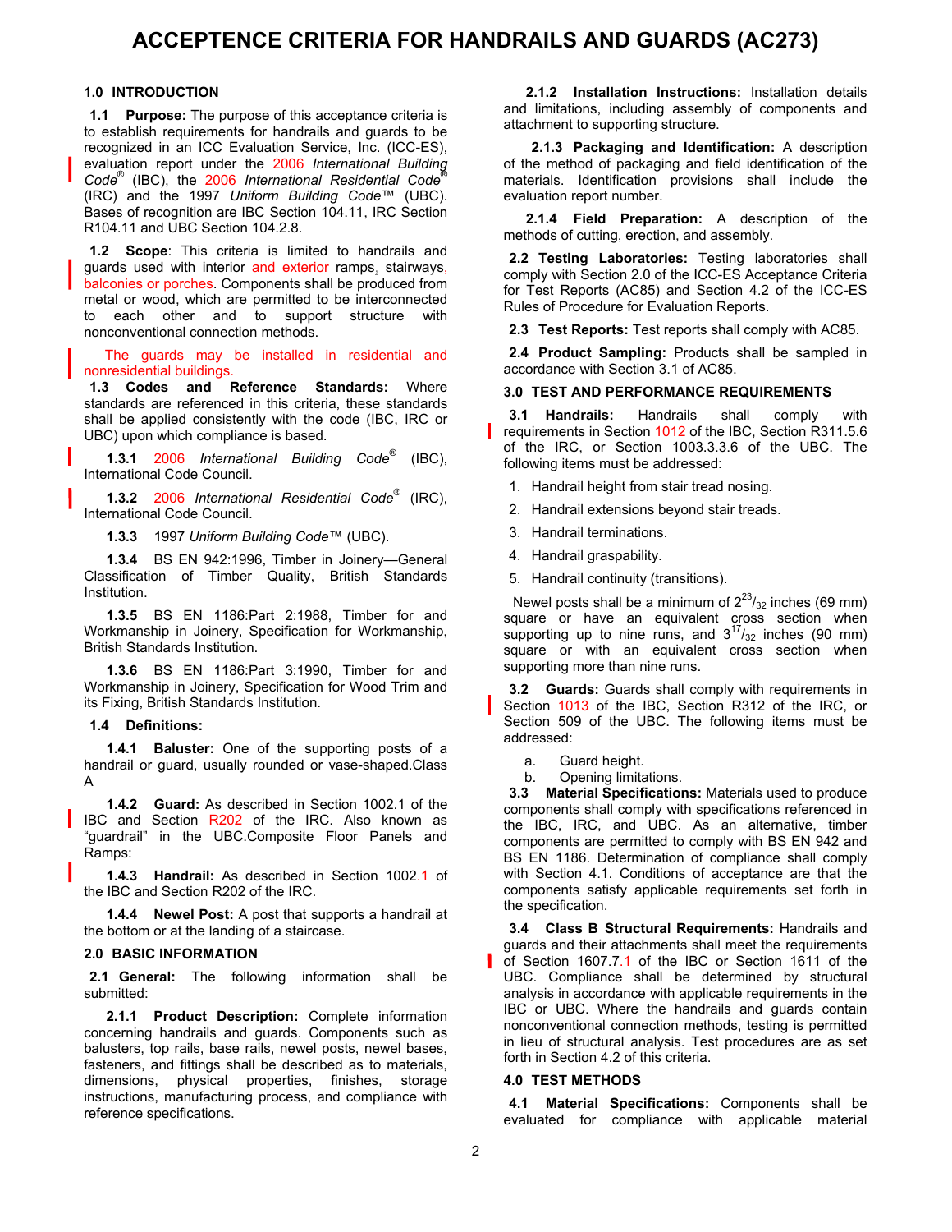# ACCEPTENCE CRITERIA FOR HANDRAILS AND GUARDS (AC273)

## 1.0 INTRODUCTION

**1.1 Purpose:** The purpose of this acceptance criteria is to establish requirements for handrails and guards to be recognized in an ICC Evaluation Service, Inc. (ICC-ES), evaluation report under the 2006 *International Building Code*® (IBC), the 2006 *International Residential Code*® (IRC) and the 1997 *Uniform Building Code*™ (UBC). Bases of recognition are IBC Section 104.11, IRC Section R104.11 and UBC Section 104.2.8.

**1.2 Scope**: This criteria is limited to handrails and guards used with interior and exterior ramps, stairways, balconies or porches. Components shall be produced from metal or wood, which are permitted to be interconnected to each other and to support structure with nonconventional connection methods.

The guards may be installed in residential and nonresidential buildings.

**1.3 Codes and Reference Standards:** Where standards are referenced in this criteria, these standards shall be applied consistently with the code (IBC, IRC or UBC) upon which compliance is based.

**1.3.1** 2006 *International Building Code*® (IBC), International Code Council.

**1.3.2** 2006 *International Residential Code*® (IRC), International Code Council.

**1.3.3** 1997 *Uniform Building Code*™ (UBC).

**1.3.4** BS EN 942:1996, Timber in Joinery—General Classification of Timber Quality, British Standards Institution.

**1.3.5** BS EN 1186:Part 2:1988, Timber for and Workmanship in Joinery, Specification for Workmanship, British Standards Institution.

**1.3.6** BS EN 1186:Part 3:1990, Timber for and Workmanship in Joinery, Specification for Wood Trim and its Fixing, British Standards Institution.

**1.4 Definitions:**

**1.4.1 Baluster:** One of the supporting posts of a handrail or guard, usually rounded or vase-shaped.Class A

**1.4.2 Guard:** As described in Section 1002.1 of the IBC and Section R202 of the IRC. Also known as "guardrail" in the UBC.Composite Floor Panels and Ramps:

**1.4.3 Handrail:** As described in Section 1002.1 of the IBC and Section R202 of the IRC.

**1.4.4 Newel Post:** A post that supports a handrail at the bottom or at the landing of a staircase.

## 2.0 BASIC INFORMATION

**2.1 General:** The following information shall be submitted:

**2.1.1 Product Description:** Complete information concerning handrails and guards. Components such as balusters, top rails, base rails, newel posts, newel bases, fasteners, and fittings shall be described as to materials, dimensions, physical properties, finishes, storage instructions, manufacturing process, and compliance with reference specifications.

**2.1.2 Installation Instructions:** Installation details and limitations, including assembly of components and attachment to supporting structure.

**2.1.3 Packaging and Identification:** A description of the method of packaging and field identification of the materials. Identification provisions shall include the evaluation report number.

**2.1.4 Field Preparation:** A description of the methods of cutting, erection, and assembly.

**2.2 Testing Laboratories:** Testing laboratories shall comply with Section 2.0 of the ICC-ES Acceptance Criteria for Test Reports (AC85) and Section 4.2 of the ICC-ES Rules of Procedure for Evaluation Reports.

**2.3 Test Reports:** Test reports shall comply with AC85.

**2.4 Product Sampling:** Products shall be sampled in accordance with Section 3.1 of AC85.

## 3.0 TEST AND PERFORMANCE REQUIREMENTS

**3.1 Handrails:** Handrails shall comply with requirements in Section 1012 of the IBC, Section R311.5.6 of the IRC, or Section 1003.3.3.6 of the UBC. The following items must be addressed:

1. Handrail height from stair tread nosing.
2. Handrail extensions beyond stair treads.
3. Handrail terminations.
4. Handrail graspability.
5. Handrail continuity (transitions).

Newel posts shall be a minimum of $2^{23}/_{32}$ inches (69 mm) square or have an equivalent cross section when supporting up to nine runs, and $3^{17}/_{32}$ inches (90 mm) square or with an equivalent cross section when supporting more than nine runs.

**3.2 Guards:** Guards shall comply with requirements in Section 1013 of the IBC, Section R312 of the IRC, or Section 509 of the UBC. The following items must be addressed:

a. Guard height.
b. Opening limitations.

**3.3 Material Specifications:** Materials used to produce components shall comply with specifications referenced in the IBC, IRC, and UBC. As an alternative, timber components are permitted to comply with BS EN 942 and BS EN 1186. Determination of compliance shall comply with Section 4.1. Conditions of acceptance are that the components satisfy applicable requirements set forth in the specification.

**3.4 Class B Structural Requirements:** Handrails and guards and their attachments shall meet the requirements of Section 1607.7.1 of the IBC or Section 1611 of the UBC. Compliance shall be determined by structural analysis in accordance with applicable requirements in the IBC or UBC. Where the handrails and guards contain nonconventional connection methods, testing is permitted in lieu of structural analysis. Test procedures are as set forth in Section 4.2 of this criteria.

## 4.0 TEST METHODS

**4.1 Material Specifications:** Components shall be evaluated for compliance with applicable material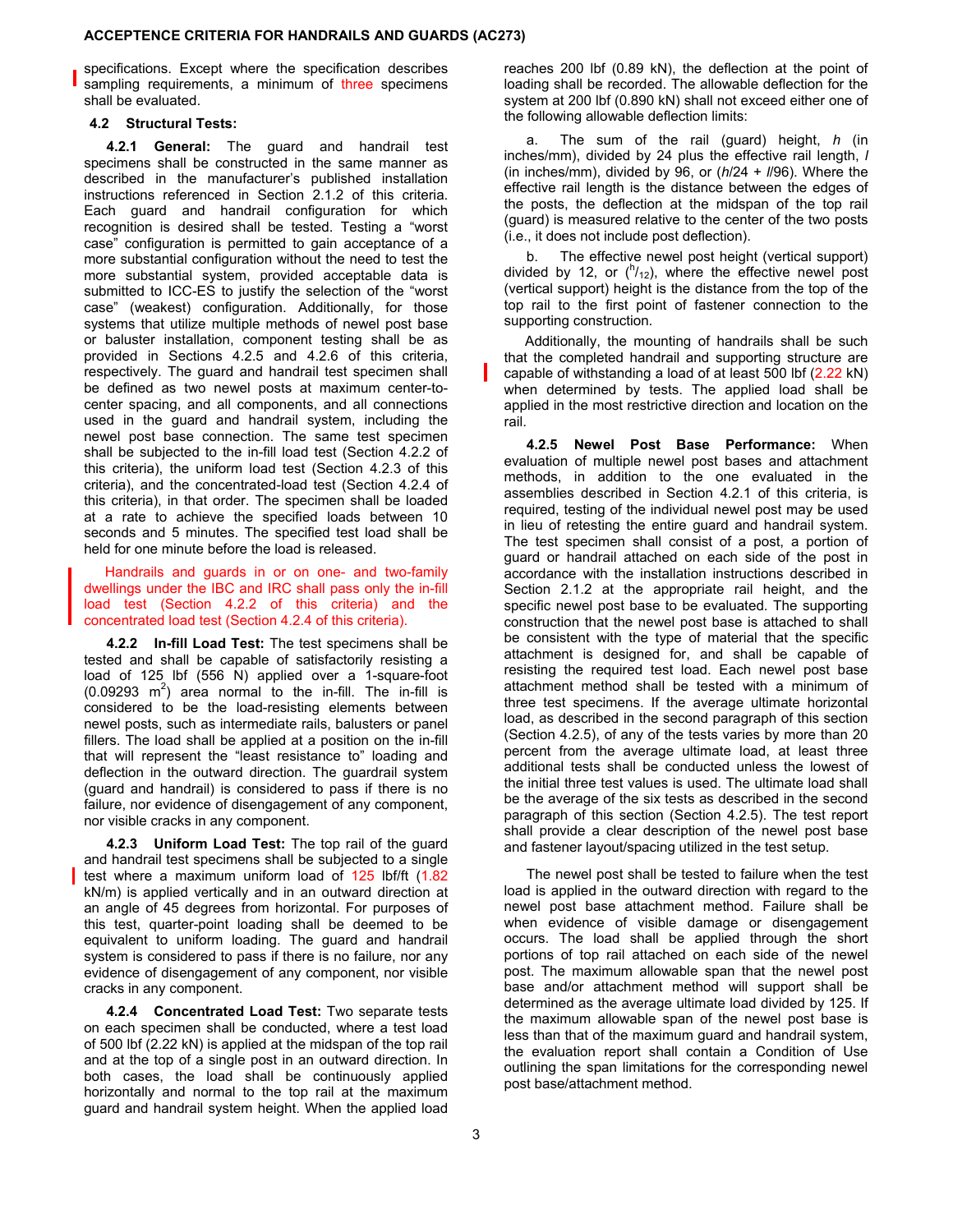specifications. Except where the specification describes sampling requirements, a minimum of three specimens shall be evaluated.

### 4.2 Structural Tests:

**4.2.1 General:** The guard and handrail test specimens shall be constructed in the same manner as described in the manufacturer's published installation instructions referenced in Section 2.1.2 of this criteria. Each guard and handrail configuration for which recognition is desired shall be tested. Testing a "worst case" configuration is permitted to gain acceptance of a more substantial configuration without the need to test the more substantial system, provided acceptable data is submitted to ICC-ES to justify the selection of the "worst case" (weakest) configuration. Additionally, for those systems that utilize multiple methods of newel post base or baluster installation, component testing shall be as provided in Sections 4.2.5 and 4.2.6 of this criteria, respectively. The guard and handrail test specimen shall be defined as two newel posts at maximum center-to-center spacing, and all components, and all connections used in the guard and handrail system, including the newel post base connection. The same test specimen shall be subjected to the in-fill load test (Section 4.2.2 of this criteria), the uniform load test (Section 4.2.3 of this criteria), and the concentrated-load test (Section 4.2.4 of this criteria), in that order. The specimen shall be loaded at a rate to achieve the specified loads between 10 seconds and 5 minutes. The specified test load shall be held for one minute before the load is released.

Handrails and guards in or on one- and two-family dwellings under the IBC and IRC shall pass only the in-fill load test (Section 4.2.2 of this criteria) and the concentrated load test (Section 4.2.4 of this criteria).

**4.2.2 In-fill Load Test:** The test specimens shall be tested and shall be capable of satisfactorily resisting a load of 125 lbf (556 N) applied over a 1-square-foot (0.09293 $m^2$) area normal to the in-fill. The in-fill is considered to be the load-resisting elements between newel posts, such as intermediate rails, balusters or panel fillers. The load shall be applied at a position on the in-fill that will represent the "least resistance to" loading and deflection in the outward direction. The guardrail system (guard and handrail) is considered to pass if there is no failure, nor evidence of disengagement of any component, nor visible cracks in any component.

**4.2.3 Uniform Load Test:** The top rail of the guard and handrail test specimens shall be subjected to a single test where a maximum uniform load of 125 lbf/ft (1.82 kN/m) is applied vertically and in an outward direction at an angle of 45 degrees from horizontal. For purposes of this test, quarter-point loading shall be deemed to be equivalent to uniform loading. The guard and handrail system is considered to pass if there is no failure, nor any evidence of disengagement of any component, nor visible cracks in any component.

**4.2.4 Concentrated Load Test:** Two separate tests on each specimen shall be conducted, where a test load of 500 lbf (2.22 kN) is applied at the midspan of the top rail and at the top of a single post in an outward direction. In both cases, the load shall be continuously applied horizontally and normal to the top rail at the maximum guard and handrail system height. When the applied load reaches 200 lbf (0.89 kN), the deflection at the point of loading shall be recorded. The allowable deflection for the system at 200 lbf (0.890 kN) shall not exceed either one of the following allowable deflection limits:

a. The sum of the rail (guard) height, $h$ (in inches/mm), divided by 24 plus the effective rail length, $l$ (in inches/mm), divided by 96, or ($h/24 + l/96$). Where the effective rail length is the distance between the edges of the posts, the deflection at the midspan of the top rail (guard) is measured relative to the center of the two posts (i.e., it does not include post deflection).

b. The effective newel post height (vertical support) divided by 12, or ($^{h}/_{12}$), where the effective newel post (vertical support) height is the distance from the top of the top rail to the first point of fastener connection to the supporting construction.

Additionally, the mounting of handrails shall be such that the completed handrail and supporting structure are capable of withstanding a load of at least 500 lbf (2.22 kN) when determined by tests. The applied load shall be applied in the most restrictive direction and location on the rail.

**4.2.5 Newel Post Base Performance:** When evaluation of multiple newel post bases and attachment methods, in addition to the one evaluated in the assemblies described in Section 4.2.1 of this criteria, is required, testing of the individual newel post may be used in lieu of retesting the entire guard and handrail system. The test specimen shall consist of a post, a portion of guard or handrail attached on each side of the post in accordance with the installation instructions described in Section 2.1.2 at the appropriate rail height, and the specific newel post base to be evaluated. The supporting construction that the newel post base is attached to shall be consistent with the type of material that the specific attachment is designed for, and shall be capable of resisting the required test load. Each newel post base attachment method shall be tested with a minimum of three test specimens. If the average ultimate horizontal load, as described in the second paragraph of this section (Section 4.2.5), of any of the tests varies by more than 20 percent from the average ultimate load, at least three additional tests shall be conducted unless the lowest of the initial three test values is used. The ultimate load shall be the average of the six tests as described in the second paragraph of this section (Section 4.2.5). The test report shall provide a clear description of the newel post base and fastener layout/spacing utilized in the test setup.

The newel post shall be tested to failure when the test load is applied in the outward direction with regard to the newel post base attachment method. Failure shall be when evidence of visible damage or disengagement occurs. The load shall be applied through the short portions of top rail attached on each side of the newel post. The maximum allowable span that the newel post base and/or attachment method will support shall be determined as the average ultimate load divided by 125. If the maximum allowable span of the newel post base is less than that of the maximum guard and handrail system, the evaluation report shall contain a Condition of Use outlining the span limitations for the corresponding newel post base/attachment method.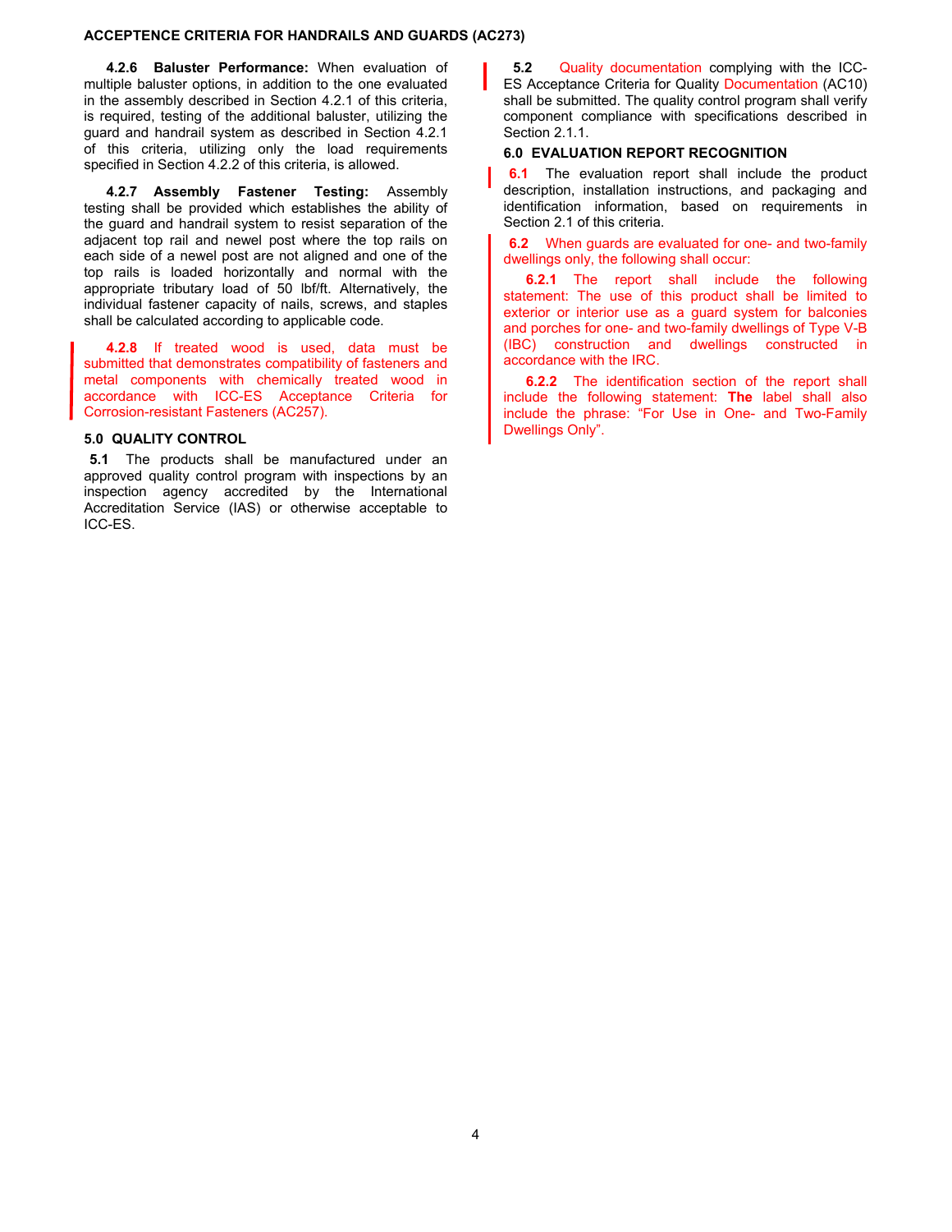**4.2.6 Baluster Performance:** When evaluation of multiple baluster options, in addition to the one evaluated in the assembly described in Section 4.2.1 of this criteria, is required, testing of the additional baluster, utilizing the guard and handrail system as described in Section 4.2.1 of this criteria, utilizing only the load requirements specified in Section 4.2.2 of this criteria, is allowed.

**4.2.7 Assembly Fastener Testing:** Assembly testing shall be provided which establishes the ability of the guard and handrail system to resist separation of the adjacent top rail and newel post where the top rails on each side of a newel post are not aligned and one of the top rails is loaded horizontally and normal with the appropriate tributary load of 50 lbf/ft. Alternatively, the individual fastener capacity of nails, screws, and staples shall be calculated according to applicable code.

**4.2.8** If treated wood is used, data must be submitted that demonstrates compatibility of fasteners and metal components with chemically treated wood in accordance with ICC-ES Acceptance Criteria for Corrosion-resistant Fasteners (AC257).

## 5.0 QUALITY CONTROL

**5.1** The products shall be manufactured under an approved quality control program with inspections by an inspection agency accredited by the International Accreditation Service (IAS) or otherwise acceptable to ICC-ES.

**5.2** Quality documentation complying with the ICC-ES Acceptance Criteria for Quality Documentation (AC10) shall be submitted. The quality control program shall verify component compliance with specifications described in Section 2.1.1.

## 6.0 EVALUATION REPORT RECOGNITION

**6.1** The evaluation report shall include the product description, installation instructions, and packaging and identification information, based on requirements in Section 2.1 of this criteria.

**6.2** When guards are evaluated for one- and two-family dwellings only, the following shall occur:

**6.2.1** The report shall include the following statement: The use of this product shall be limited to exterior or interior use as a guard system for balconies and porches for one- and two-family dwellings of Type V-B (IBC) construction and dwellings constructed in accordance with the IRC.

**6.2.2** The identification section of the report shall include the following statement: **The** label shall also include the phrase: "For Use in One- and Two-Family Dwellings Only".